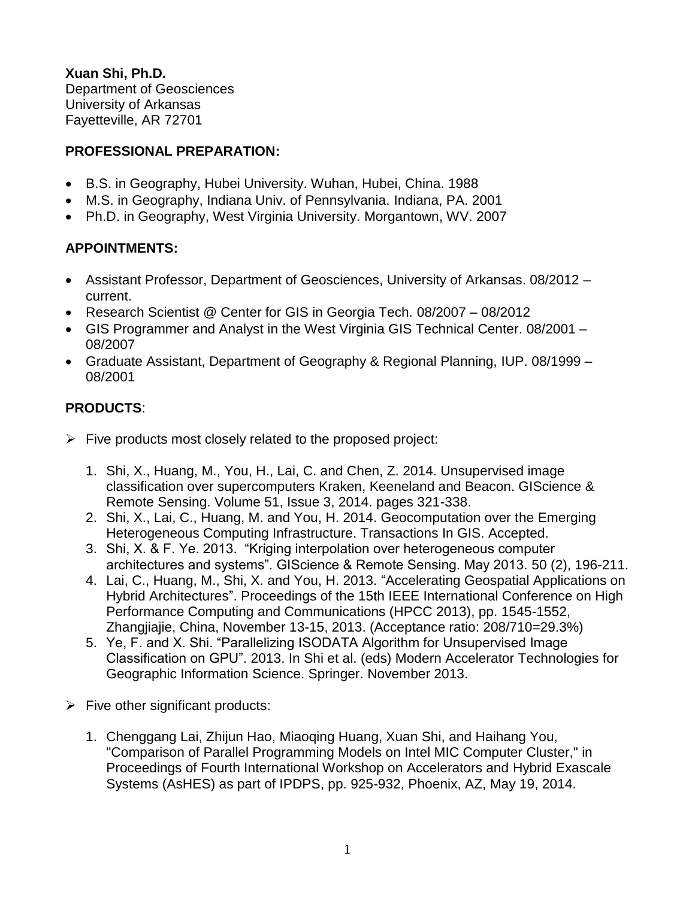**Xuan Shi, Ph.D.**
Department of Geosciences
University of Arkansas
Fayetteville, AR 72701

## PROFESSIONAL PREPARATION:

- B.S. in Geography, Hubei University. Wuhan, Hubei, China. 1988
- M.S. in Geography, Indiana Univ. of Pennsylvania. Indiana, PA. 2001
- Ph.D. in Geography, West Virginia University. Morgantown, WV. 2007

## APPOINTMENTS:

- Assistant Professor, Department of Geosciences, University of Arkansas. 08/2012 – current.
- Research Scientist @ Center for GIS in Georgia Tech. 08/2007 – 08/2012
- GIS Programmer and Analyst in the West Virginia GIS Technical Center. 08/2001 – 08/2007
- Graduate Assistant, Department of Geography & Regional Planning, IUP. 08/1999 – 08/2001

## PRODUCTS:

- Five products most closely related to the proposed project:
  1. Shi, X., Huang, M., You, H., Lai, C. and Chen, Z. 2014. Unsupervised image classification over supercomputers Kraken, Keeneland and Beacon. GIScience & Remote Sensing. Volume 51, Issue 3, 2014. pages 321-338.
  2. Shi, X., Lai, C., Huang, M. and You, H. 2014. Geocomputation over the Emerging Heterogeneous Computing Infrastructure. Transactions In GIS. Accepted.
  3. Shi, X. & F. Ye. 2013. "Kriging interpolation over heterogeneous computer architectures and systems". GIScience & Remote Sensing. May 2013. 50 (2), 196-211.
  4. Lai, C., Huang, M., Shi, X. and You, H. 2013. "Accelerating Geospatial Applications on Hybrid Architectures". Proceedings of the 15th IEEE International Conference on High Performance Computing and Communications (HPCC 2013), pp. 1545-1552, Zhangjiajie, China, November 13-15, 2013. (Acceptance ratio: 208/710=29.3%)
  5. Ye, F. and X. Shi. "Parallelizing ISODATA Algorithm for Unsupervised Image Classification on GPU". 2013. In Shi et al. (eds) Modern Accelerator Technologies for Geographic Information Science. Springer. November 2013.
- Five other significant products:
  1. Chenggang Lai, Zhijun Hao, Miaoqing Huang, Xuan Shi, and Haihang You, "Comparison of Parallel Programming Models on Intel MIC Computer Cluster," in Proceedings of Fourth International Workshop on Accelerators and Hybrid Exascale Systems (AsHES) as part of IPDPS, pp. 925-932, Phoenix, AZ, May 19, 2014.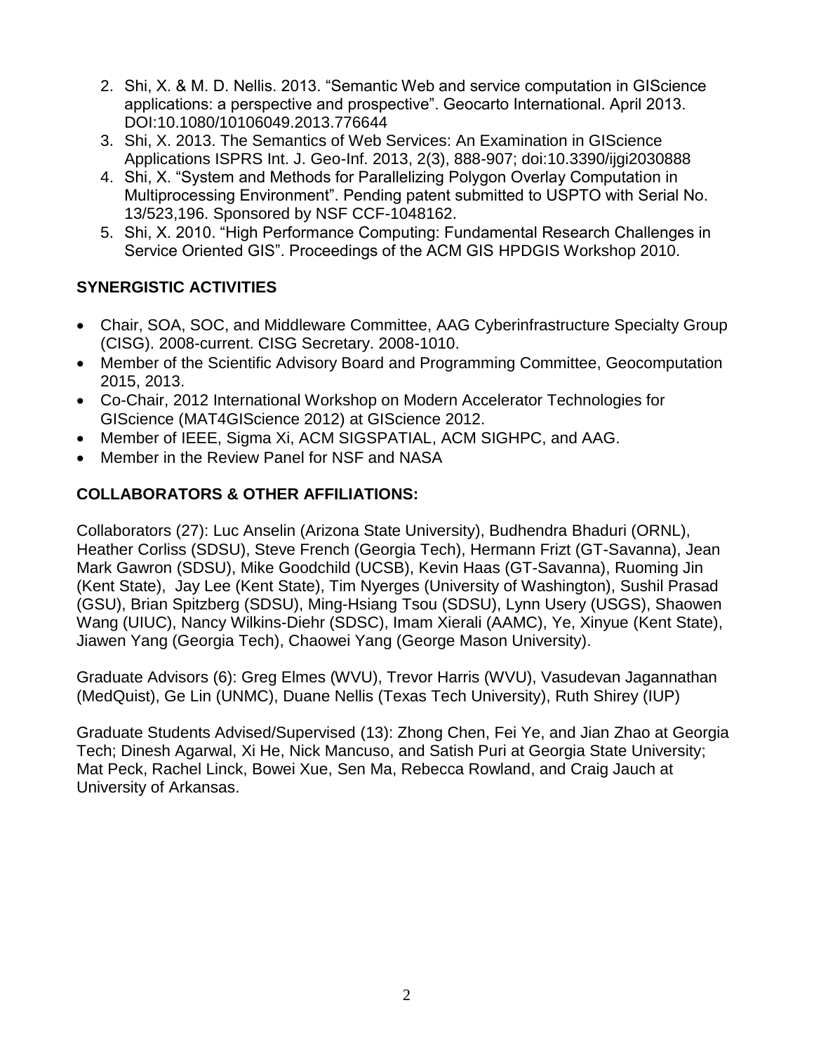2. Shi, X. & M. D. Nellis. 2013. "Semantic Web and service computation in GIScience applications: a perspective and prospective". Geocarto International. April 2013. DOI:10.1080/10106049.2013.776644
3. Shi, X. 2013. The Semantics of Web Services: An Examination in GIScience Applications ISPRS Int. J. Geo-Inf. 2013, 2(3), 888-907; doi:10.3390/ijgi2030888
4. Shi, X. "System and Methods for Parallelizing Polygon Overlay Computation in Multiprocessing Environment". Pending patent submitted to USPTO with Serial No. 13/523,196. Sponsored by NSF CCF-1048162.
5. Shi, X. 2010. "High Performance Computing: Fundamental Research Challenges in Service Oriented GIS". Proceedings of the ACM GIS HPDGIS Workshop 2010.

## SYNERGISTIC ACTIVITIES

- Chair, SOA, SOC, and Middleware Committee, AAG Cyberinfrastructure Specialty Group (CISG). 2008-current. CISG Secretary. 2008-1010.
- Member of the Scientific Advisory Board and Programming Committee, Geocomputation 2015, 2013.
- Co-Chair, 2012 International Workshop on Modern Accelerator Technologies for GIScience (MAT4GIScience 2012) at GIScience 2012.
- Member of IEEE, Sigma Xi, ACM SIGSPATIAL, ACM SIGHPC, and AAG.
- Member in the Review Panel for NSF and NASA

## COLLABORATORS & OTHER AFFILIATIONS:

Collaborators (27): Luc Anselin (Arizona State University), Budhendra Bhaduri (ORNL), Heather Corliss (SDSU), Steve French (Georgia Tech), Hermann Frizt (GT-Savanna), Jean Mark Gawron (SDSU), Mike Goodchild (UCSB), Kevin Haas (GT-Savanna), Ruoming Jin (Kent State), Jay Lee (Kent State), Tim Nyerges (University of Washington), Sushil Prasad (GSU), Brian Spitzberg (SDSU), Ming-Hsiang Tsou (SDSU), Lynn Usery (USGS), Shaowen Wang (UIUC), Nancy Wilkins-Diehr (SDSC), Imam Xierali (AAMC), Ye, Xinyue (Kent State), Jiawen Yang (Georgia Tech), Chaowei Yang (George Mason University).

Graduate Advisors (6): Greg Elmes (WVU), Trevor Harris (WVU), Vasudevan Jagannathan (MedQuist), Ge Lin (UNMC), Duane Nellis (Texas Tech University), Ruth Shirey (IUP)

Graduate Students Advised/Supervised (13): Zhong Chen, Fei Ye, and Jian Zhao at Georgia Tech; Dinesh Agarwal, Xi He, Nick Mancuso, and Satish Puri at Georgia State University; Mat Peck, Rachel Linck, Bowei Xue, Sen Ma, Rebecca Rowland, and Craig Jauch at University of Arkansas.